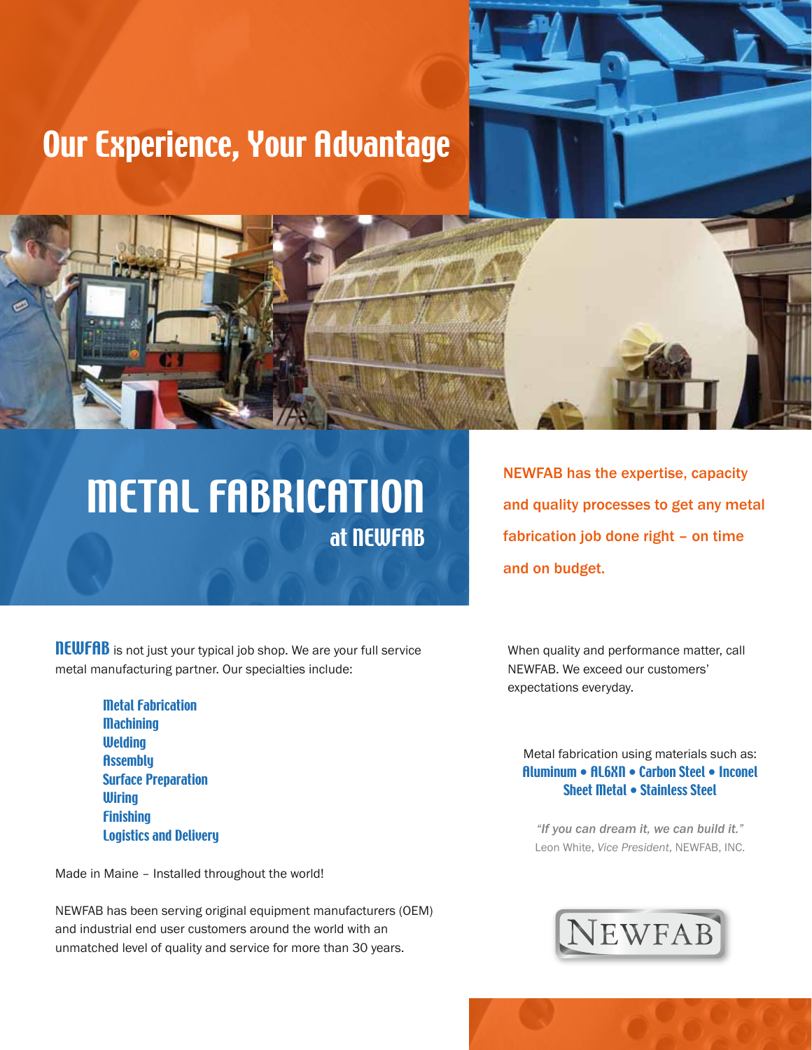# Our Experience, Your Advantage

# METAL FABRICATION
## at NEWFAB

**NEWFAB has the expertise, capacity and quality processes to get any metal fabrication job done right – on time and on budget.**

**NEWFAB** is not just your typical job shop. We are your full service metal manufacturing partner. Our specialties include:

- **Metal Fabrication**
- **Machining**
- **Welding**
- **Assembly**
- **Surface Preparation**
- **Wiring**
- **Finishing**
- **Logistics and Delivery**

Made in Maine – Installed throughout the world!

NEWFAB has been serving original equipment manufacturers (OEM) and industrial end user customers around the world with an unmatched level of quality and service for more than 30 years.

When quality and performance matter, call NEWFAB. We exceed our customers' expectations everyday.

Metal fabrication using materials such as:
**Aluminum • AL6XN • Carbon Steel • Inconel**
**Sheet Metal • Stainless Steel**

*"If you can dream it, we can build it."*
Leon White, *Vice President*, NEWFAB, INC.

NEWFAB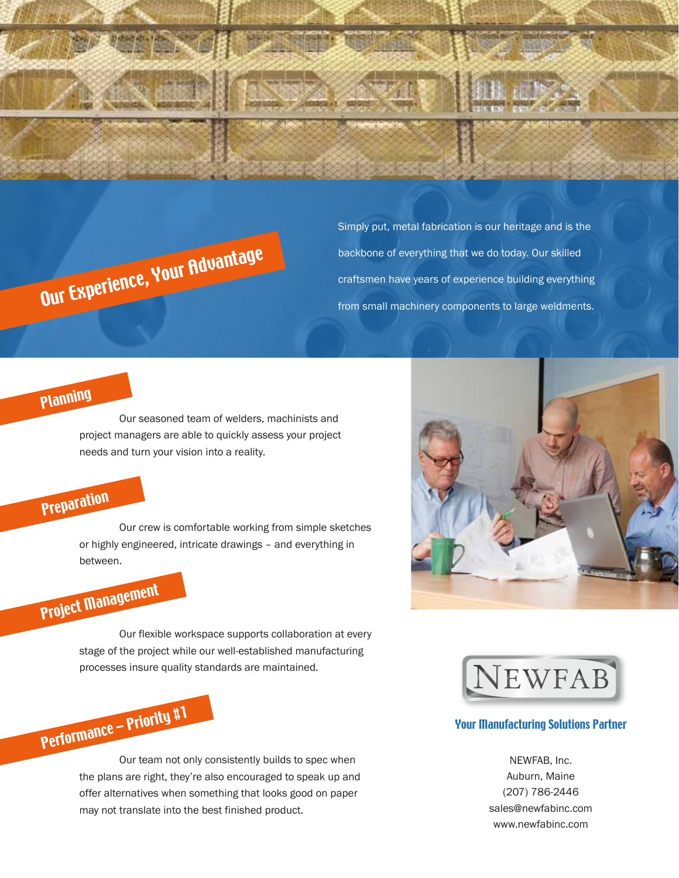## Our Experience, Your Advantage

Simply put, metal fabrication is our heritage and is the backbone of everything that we do today. Our skilled craftsmen have years of experience building everything from small machinery components to large weldments.

### Planning

Our seasoned team of welders, machinists and project managers are able to quickly assess your project needs and turn your vision into a reality.

### Preparation

Our crew is comfortable working from simple sketches or highly engineered, intricate drawings – and everything in between.

### Project Management

Our flexible workspace supports collaboration at every stage of the project while our well-established manufacturing processes insure quality standards are maintained.

### Performance – Priority #1

Our team not only consistently builds to spec when the plans are right, they're also encouraged to speak up and offer alternatives when something that looks good on paper may not translate into the best finished product.

NEWFAB

**Your Manufacturing Solutions Partner**

NEWFAB, Inc.
Auburn, Maine
(207) 786-2446
sales@newfabinc.com
www.newfabinc.com